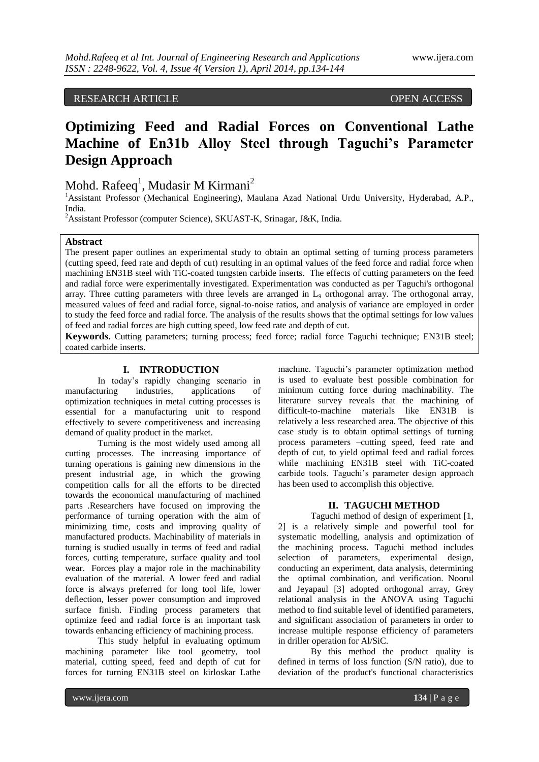RESEARCH ARTICLE OPEN ACCESS

# Optimizing Feed and Radial Forces on Conventional Lathe Machine of En31b Alloy Steel through Taguchi's Parameter Design Approach

Mohd. Rafeeq[1], Mudasir M Kirmani[2]

[1]Assistant Professor (Mechanical Engineering), Maulana Azad National Urdu University, Hyderabad, A.P., India.

[2]Assistant Professor (computer Science), SKUAST-K, Srinagar, J&K, India.

## Abstract

The present paper outlines an experimental study to obtain an optimal setting of turning process parameters (cutting speed, feed rate and depth of cut) resulting in an optimal values of the feed force and radial force when machining EN31B steel with TiC-coated tungsten carbide inserts. The effects of cutting parameters on the feed and radial force were experimentally investigated. Experimentation was conducted as per Taguchi's orthogonal array. Three cutting parameters with three levels are arranged in $L_9$ orthogonal array. The orthogonal array, measured values of feed and radial force, signal-to-noise ratios, and analysis of variance are employed in order to study the feed force and radial force. The analysis of the results shows that the optimal settings for low values of feed and radial forces are high cutting speed, low feed rate and depth of cut.

**Keywords.** Cutting parameters; turning process; feed force; radial force Taguchi technique; EN31B steel; coated carbide inserts.

## I. INTRODUCTION

In today's rapidly changing scenario in manufacturing industries, applications of optimization techniques in metal cutting processes is essential for a manufacturing unit to respond effectively to severe competitiveness and increasing demand of quality product in the market.

Turning is the most widely used among all cutting processes. The increasing importance of turning operations is gaining new dimensions in the present industrial age, in which the growing competition calls for all the efforts to be directed towards the economical manufacturing of machined parts .Researchers have focused on improving the performance of turning operation with the aim of minimizing time, costs and improving quality of manufactured products. Machinability of materials in turning is studied usually in terms of feed and radial forces, cutting temperature, surface quality and tool wear. Forces play a major role in the machinability evaluation of the material. A lower feed and radial force is always preferred for long tool life, lower deflection, lesser power consumption and improved surface finish. Finding process parameters that optimize feed and radial force is an important task towards enhancing efficiency of machining process.

This study helpful in evaluating optimum machining parameter like tool geometry, tool material, cutting speed, feed and depth of cut for forces for turning EN31B steel on kirloskar Lathe machine. Taguchi's parameter optimization method is used to evaluate best possible combination for minimum cutting force during machinability. The literature survey reveals that the machining of difficult-to-machine materials like EN31B is relatively a less researched area. The objective of this case study is to obtain optimal settings of turning process parameters –cutting speed, feed rate and depth of cut, to yield optimal feed and radial forces while machining EN31B steel with TiC-coated carbide tools. Taguchi's parameter design approach has been used to accomplish this objective.

## II. TAGUCHI METHOD

Taguchi method of design of experiment [1, 2] is a relatively simple and powerful tool for systematic modelling, analysis and optimization of the machining process. Taguchi method includes selection of parameters, experimental design, conducting an experiment, data analysis, determining the optimal combination, and verification. Noorul and Jeyapaul [3] adopted orthogonal array, Grey relational analysis in the ANOVA using Taguchi method to find suitable level of identified parameters, and significant association of parameters in order to increase multiple response efficiency of parameters in driller operation for Al/SiC.

By this method the product quality is defined in terms of loss function (S/N ratio), due to deviation of the product's functional characteristics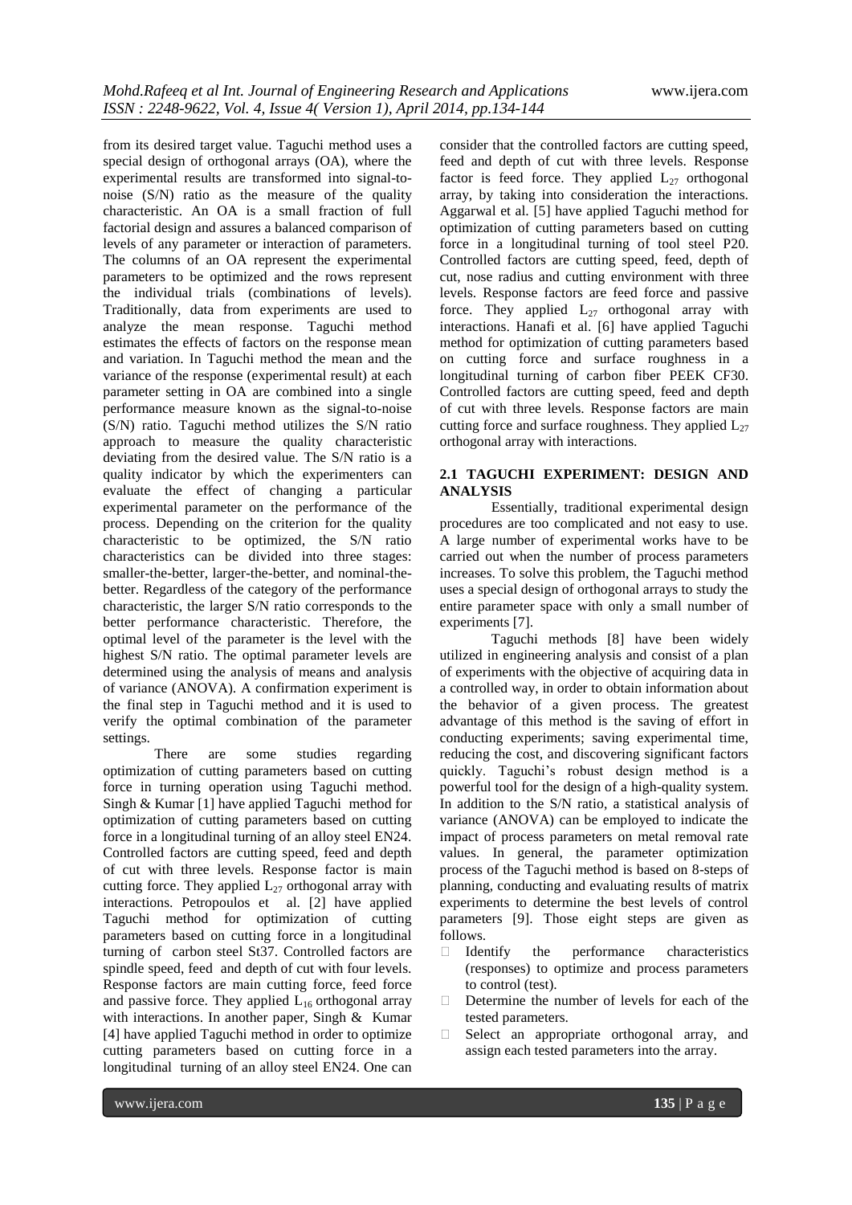from its desired target value. Taguchi method uses a special design of orthogonal arrays (OA), where the experimental results are transformed into signal-to-noise (S/N) ratio as the measure of the quality characteristic. An OA is a small fraction of full factorial design and assures a balanced comparison of levels of any parameter or interaction of parameters. The columns of an OA represent the experimental parameters to be optimized and the rows represent the individual trials (combinations of levels). Traditionally, data from experiments are used to analyze the mean response. Taguchi method estimates the effects of factors on the response mean and variation. In Taguchi method the mean and the variance of the response (experimental result) at each parameter setting in OA are combined into a single performance measure known as the signal-to-noise (S/N) ratio. Taguchi method utilizes the S/N ratio approach to measure the quality characteristic deviating from the desired value. The S/N ratio is a quality indicator by which the experimenters can evaluate the effect of changing a particular experimental parameter on the performance of the process. Depending on the criterion for the quality characteristic to be optimized, the S/N ratio characteristics can be divided into three stages: smaller-the-better, larger-the-better, and nominal-the-better. Regardless of the category of the performance characteristic, the larger S/N ratio corresponds to the better performance characteristic. Therefore, the optimal level of the parameter is the level with the highest S/N ratio. The optimal parameter levels are determined using the analysis of means and analysis of variance (ANOVA). A confirmation experiment is the final step in Taguchi method and it is used to verify the optimal combination of the parameter settings.

There are some studies regarding optimization of cutting parameters based on cutting force in turning operation using Taguchi method. Singh & Kumar [1] have applied Taguchi method for optimization of cutting parameters based on cutting force in a longitudinal turning of an alloy steel EN24. Controlled factors are cutting speed, feed and depth of cut with three levels. Response factor is main cutting force. They applied $L_{27}$ orthogonal array with interactions. Petropoulos et al. [2] have applied Taguchi method for optimization of cutting parameters based on cutting force in a longitudinal turning of carbon steel St37. Controlled factors are spindle speed, feed and depth of cut with four levels. Response factors are main cutting force, feed force and passive force. They applied $L_{16}$ orthogonal array with interactions. In another paper, Singh & Kumar [4] have applied Taguchi method in order to optimize cutting parameters based on cutting force in a longitudinal turning of an alloy steel EN24. One can consider that the controlled factors are cutting speed, feed and depth of cut with three levels. Response factor is feed force. They applied $L_{27}$ orthogonal array, by taking into consideration the interactions. Aggarwal et al. [5] have applied Taguchi method for optimization of cutting parameters based on cutting force in a longitudinal turning of tool steel P20. Controlled factors are cutting speed, feed, depth of cut, nose radius and cutting environment with three levels. Response factors are feed force and passive force. They applied $L_{27}$ orthogonal array with interactions. Hanafi et al. [6] have applied Taguchi method for optimization of cutting parameters based on cutting force and surface roughness in a longitudinal turning of carbon fiber PEEK CF30. Controlled factors are cutting speed, feed and depth of cut with three levels. Response factors are main cutting force and surface roughness. They applied $L_{27}$ orthogonal array with interactions.

## 2.1 TAGUCHI EXPERIMENT: DESIGN AND ANALYSIS

Essentially, traditional experimental design procedures are too complicated and not easy to use. A large number of experimental works have to be carried out when the number of process parameters increases. To solve this problem, the Taguchi method uses a special design of orthogonal arrays to study the entire parameter space with only a small number of experiments [7].

Taguchi methods [8] have been widely utilized in engineering analysis and consist of a plan of experiments with the objective of acquiring data in a controlled way, in order to obtain information about the behavior of a given process. The greatest advantage of this method is the saving of effort in conducting experiments; saving experimental time, reducing the cost, and discovering significant factors quickly. Taguchi's robust design method is a powerful tool for the design of a high-quality system. In addition to the S/N ratio, a statistical analysis of variance (ANOVA) can be employed to indicate the impact of process parameters on metal removal rate values. In general, the parameter optimization process of the Taguchi method is based on 8-steps of planning, conducting and evaluating results of matrix experiments to determine the best levels of control parameters [9]. Those eight steps are given as follows.

- Identify the performance characteristics (responses) to optimize and process parameters to control (test).
- Determine the number of levels for each of the tested parameters.
- Select an appropriate orthogonal array, and assign each tested parameters into the array.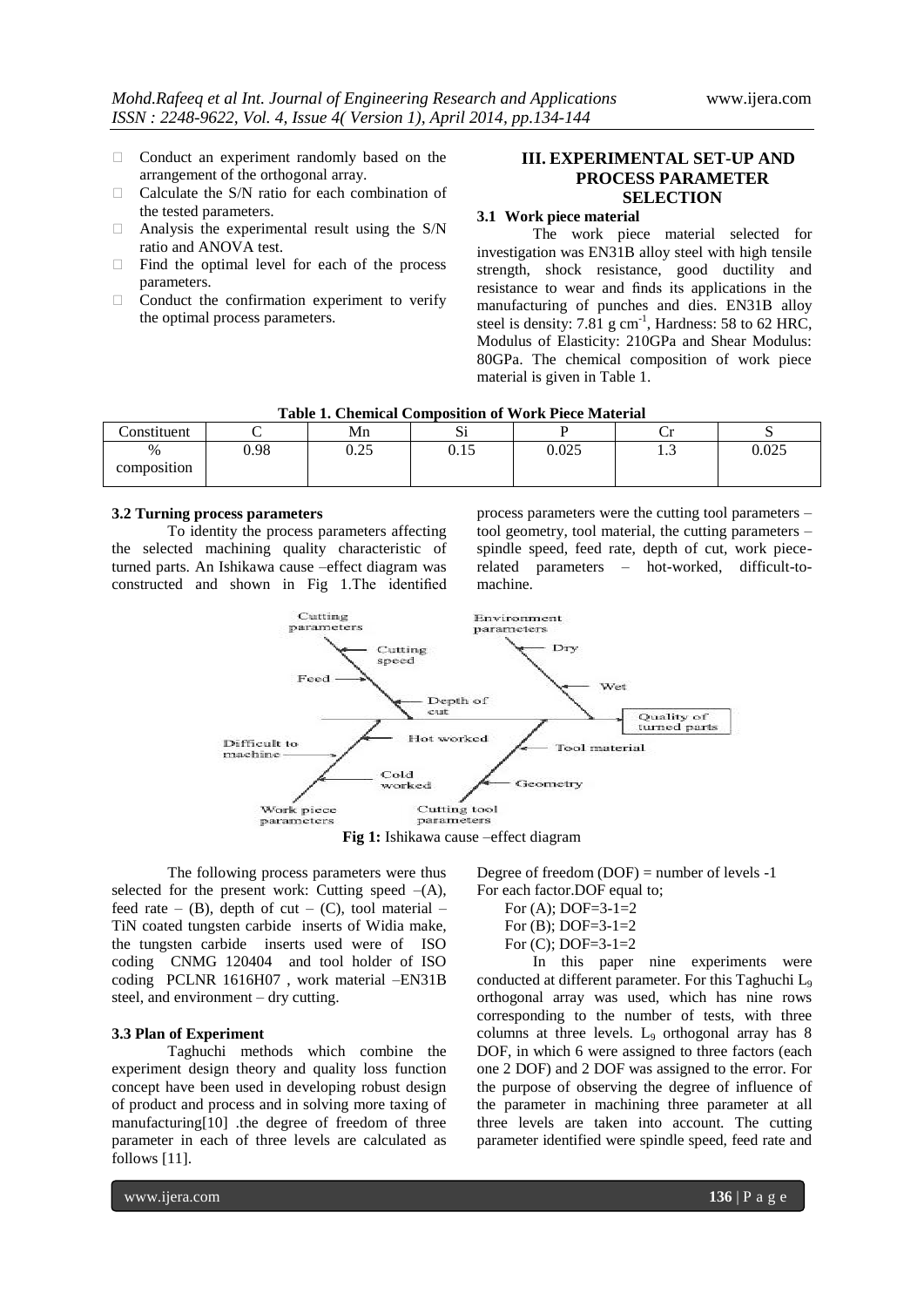- Conduct an experiment randomly based on the arrangement of the orthogonal array.
- Calculate the S/N ratio for each combination of the tested parameters.
- Analysis the experimental result using the S/N ratio and ANOVA test.
- Find the optimal level for each of the process parameters.
- Conduct the confirmation experiment to verify the optimal process parameters.

## III. EXPERIMENTAL SET-UP AND PROCESS PARAMETER SELECTION

### 3.1 Work piece material

The work piece material selected for investigation was EN31B alloy steel with high tensile strength, shock resistance, good ductility and resistance to wear and finds its applications in the manufacturing of punches and dies. EN31B alloy steel is density: 7.81 g $cm^{-1}$, Hardness: 58 to 62 HRC, Modulus of Elasticity: 210GPa and Shear Modulus: 80GPa. The chemical composition of work piece material is given in Table 1.

**Table 1. Chemical Composition of Work Piece Material**

| Constituent | C | Mn | Si | P | Cr | S |
|---|---|---|---|---|---|---|
| % composition | 0.98 | 0.25 | 0.15 | 0.025 | 1.3 | 0.025 |

### 3.2 Turning process parameters

To identity the process parameters affecting the selected machining quality characteristic of turned parts. An Ishikawa cause –effect diagram was constructed and shown in Fig 1.The identified process parameters were the cutting tool parameters – tool geometry, tool material, the cutting parameters – spindle speed, feed rate, depth of cut, work piece-related parameters – hot-worked, difficult-to-machine.

**Fig 1:** Ishikawa cause –effect diagram

The following process parameters were thus selected for the present work: Cutting speed –(A), feed rate – (B), depth of cut – (C), tool material – TiN coated tungsten carbide inserts of Widia make, the tungsten carbide inserts used were of ISO coding CNMG 120404 and tool holder of ISO coding PCLNR 1616H07 , work material –EN31B steel, and environment – dry cutting.

### 3.3 Plan of Experiment

Taghuchi methods which combine the experiment design theory and quality loss function concept have been used in developing robust design of product and process and in solving more taxing of manufacturing[10] .the degree of freedom of three parameter in each of three levels are calculated as follows [11].

Degree of freedom (DOF) = number of levels -1

For each factor.DOF equal to;

For (A); DOF=3-1=2

For (B); DOF=3-1=2

For (C); DOF=3-1=2

In this paper nine experiments were conducted at different parameter. For this Taghuchi $L_9$ orthogonal array was used, which has nine rows corresponding to the number of tests, with three columns at three levels. $L_9$ orthogonal array has 8 DOF, in which 6 were assigned to three factors (each one 2 DOF) and 2 DOF was assigned to the error. For the purpose of observing the degree of influence of the parameter in machining three parameter at all three levels are taken into account. The cutting parameter identified were spindle speed, feed rate and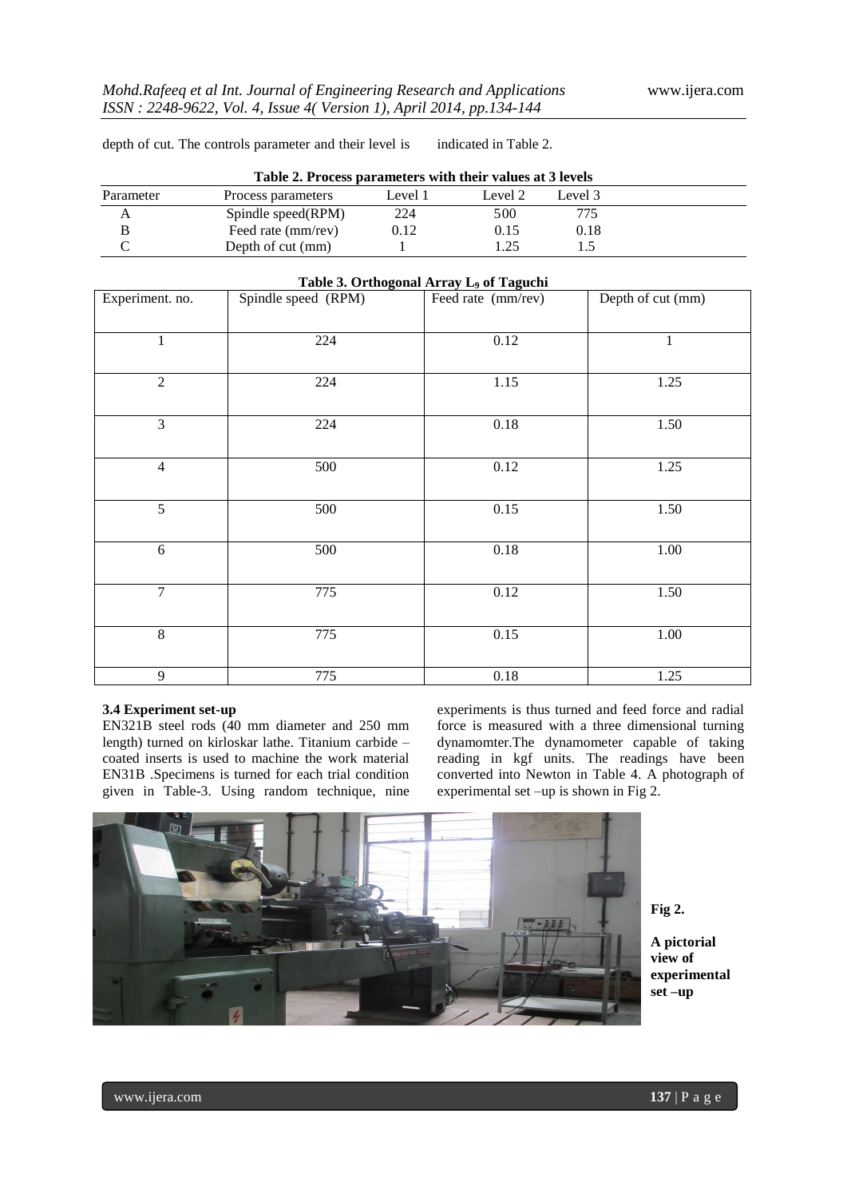depth of cut. The controls parameter and their level is indicated in Table 2.

**Table 2. Process parameters with their values at 3 levels**

| Parameter | Process parameters | Level 1 | Level 2 | Level 3 |
|---|---|---|---|---|
| A | Spindle speed(RPM) | 224 | 500 | 775 |
| B | Feed rate (mm/rev) | 0.12 | 0.15 | 0.18 |
| C | Depth of cut (mm) | 1 | 1.25 | 1.5 |

**Table 3. Orthogonal Array $L_9$ of Taguchi**

| Experiment. no. | Spindle speed (RPM) | Feed rate (mm/rev) | Depth of cut (mm) |
|---|---|---|---|
| 1 | 224 | 0.12 | 1 |
| 2 | 224 | 1.15 | 1.25 |
| 3 | 224 | 0.18 | 1.50 |
| 4 | 500 | 0.12 | 1.25 |
| 5 | 500 | 0.15 | 1.50 |
| 6 | 500 | 0.18 | 1.00 |
| 7 | 775 | 0.12 | 1.50 |
| 8 | 775 | 0.15 | 1.00 |
| 9 | 775 | 0.18 | 1.25 |

**3.4 Experiment set-up**

EN321B steel rods (40 mm diameter and 250 mm length) turned on kirloskar lathe. Titanium carbide – coated inserts is used to machine the work material EN31B .Specimens is turned for each trial condition given in Table-3. Using random technique, nine experiments is thus turned and feed force and radial force is measured with a three dimensional turning dynamomter.The dynamometer capable of taking reading in kgf units. The readings have been converted into Newton in Table 4. A photograph of experimental set –up is shown in Fig 2.

**Fig 2.**

**A pictorial view of experimental set –up**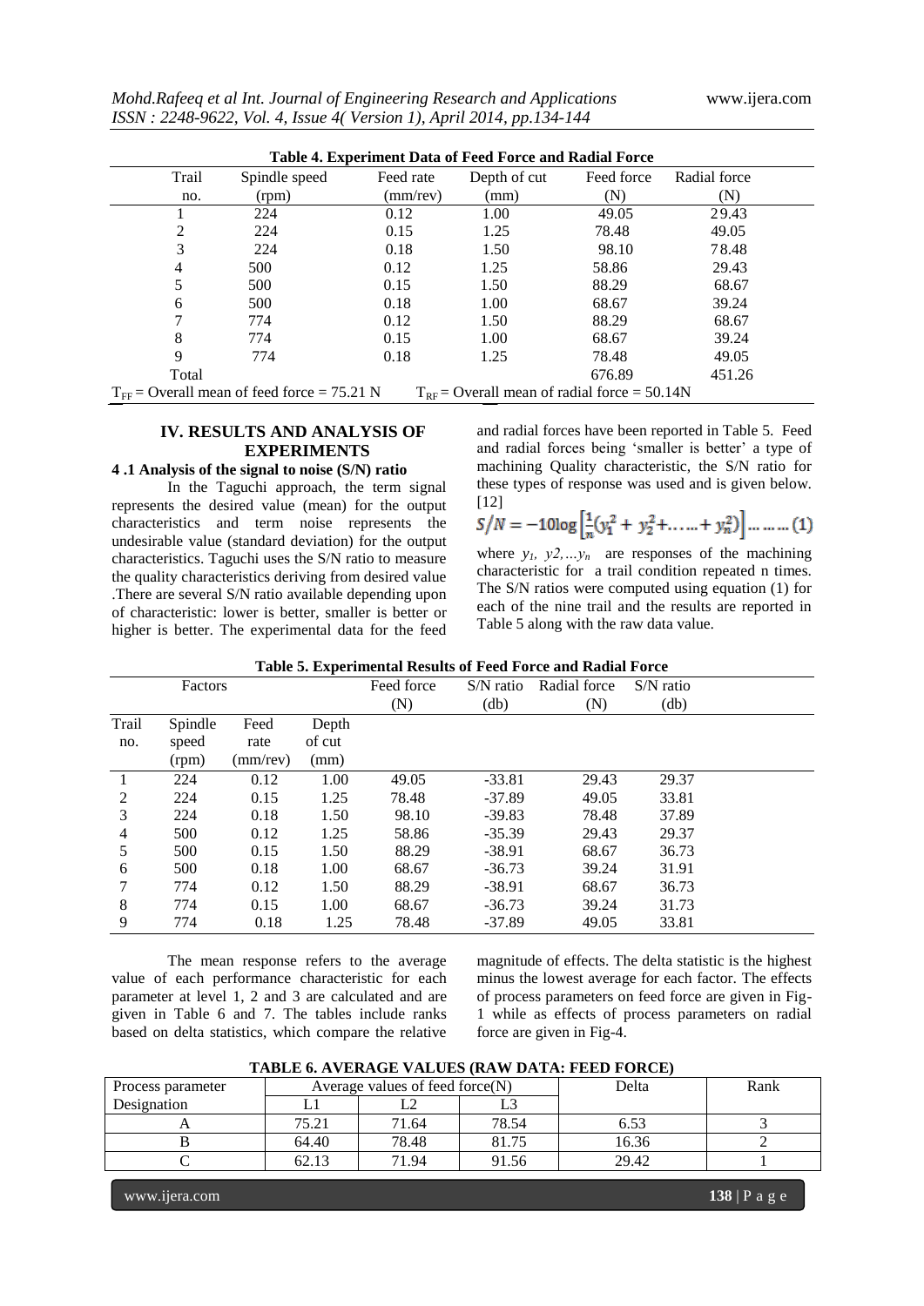**Table 4. Experiment Data of Feed Force and Radial Force**

| Trail no. | Spindle speed (rpm) | Feed rate (mm/rev) | Depth of cut (mm) | Feed force (N) | Radial force (N) |
|---|---|---|---|---|---|
| 1 | 224 | 0.12 | 1.00 | 49.05 | 29.43 |
| 2 | 224 | 0.15 | 1.25 | 78.48 | 49.05 |
| 3 | 224 | 0.18 | 1.50 | 98.10 | 78.48 |
| 4 | 500 | 0.12 | 1.25 | 58.86 | 29.43 |
| 5 | 500 | 0.15 | 1.50 | 88.29 | 68.67 |
| 6 | 500 | 0.18 | 1.00 | 68.67 | 39.24 |
| 7 | 774 | 0.12 | 1.50 | 88.29 | 68.67 |
| 8 | 774 | 0.15 | 1.00 | 68.67 | 39.24 |
| 9 | 774 | 0.18 | 1.25 | 78.48 | 49.05 |
| Total | | | | 676.89 | 451.26 |

$T_{FF}$ = Overall mean of feed force = 75.21 N $T_{RF}$ = Overall mean of radial force = 50.14N

## IV. RESULTS AND ANALYSIS OF EXPERIMENTS

### 4 .1 Analysis of the signal to noise (S/N) ratio

In the Taguchi approach, the term signal represents the desired value (mean) for the output characteristics and term noise represents the undesirable value (standard deviation) for the output characteristics. Taguchi uses the S/N ratio to measure the quality characteristics deriving from desired value .There are several S/N ratio available depending upon of characteristic: lower is better, smaller is better or higher is better. The experimental data for the feed and radial forces have been reported in Table 5. Feed and radial forces being 'smaller is better' a type of machining Quality characteristic, the S/N ratio for these types of response was used and is given below. [12]

$$S/N = -10\log\left[\frac{1}{n}(y_1^2 + y_2^2 + \ldots\ldots + y_n^2)\right] \ldots\ldots\ldots (1)$$

where $y_1, y_2, \ldots y_n$ are responses of the machining characteristic for a trail condition repeated n times. The S/N ratios were computed using equation (1) for each of the nine trail and the results are reported in Table 5 along with the raw data value.

**Table 5. Experimental Results of Feed Force and Radial Force**

| Factors | | | | Feed force (N) | S/N ratio (db) | Radial force (N) | S/N ratio (db) |
|---|---|---|---|---|---|---|---|
| Trail no. | Spindle speed (rpm) | Feed rate (mm/rev) | Depth of cut (mm) | | | | |
| 1 | 224 | 0.12 | 1.00 | 49.05 | -33.81 | 29.43 | 29.37 |
| 2 | 224 | 0.15 | 1.25 | 78.48 | -37.89 | 49.05 | 33.81 |
| 3 | 224 | 0.18 | 1.50 | 98.10 | -39.83 | 78.48 | 37.89 |
| 4 | 500 | 0.12 | 1.25 | 58.86 | -35.39 | 29.43 | 29.37 |
| 5 | 500 | 0.15 | 1.50 | 88.29 | -38.91 | 68.67 | 36.73 |
| 6 | 500 | 0.18 | 1.00 | 68.67 | -36.73 | 39.24 | 31.91 |
| 7 | 774 | 0.12 | 1.50 | 88.29 | -38.91 | 68.67 | 36.73 |
| 8 | 774 | 0.15 | 1.00 | 68.67 | -36.73 | 39.24 | 31.73 |
| 9 | 774 | 0.18 | 1.25 | 78.48 | -37.89 | 49.05 | 33.81 |

The mean response refers to the average value of each performance characteristic for each parameter at level 1, 2 and 3 are calculated and are given in Table 6 and 7. The tables include ranks based on delta statistics, which compare the relative magnitude of effects. The delta statistic is the highest minus the lowest average for each factor. The effects of process parameters on feed force are given in Fig-1 while as effects of process parameters on radial force are given in Fig-4.

**TABLE 6. AVERAGE VALUES (RAW DATA: FEED FORCE)**

| Process parameter | Average values of feed force(N) | | | Delta | Rank |
|---|---|---|---|---|---|
| Designation | L1 | L2 | L3 | | |
| A | 75.21 | 71.64 | 78.54 | 6.53 | 3 |
| B | 64.40 | 78.48 | 81.75 | 16.36 | 2 |
| C | 62.13 | 71.94 | 91.56 | 29.42 | 1 |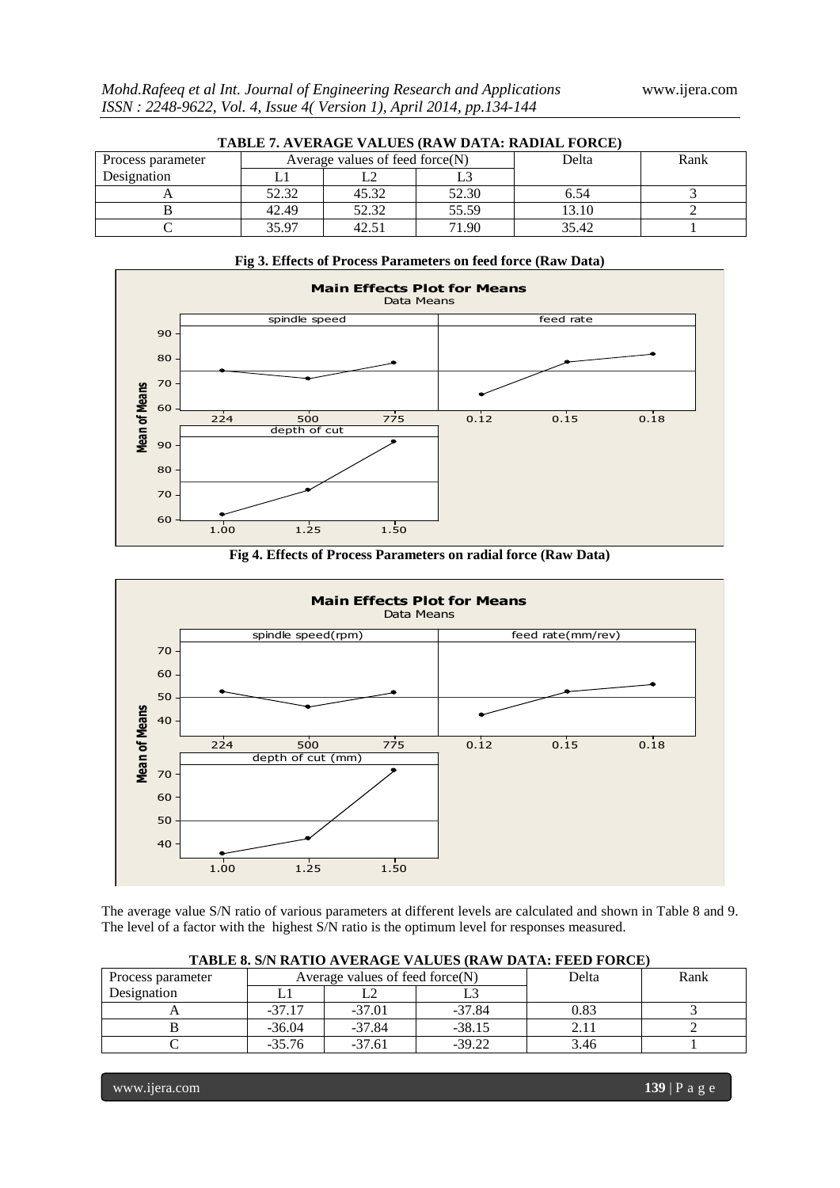**TABLE 7. AVERAGE VALUES (RAW DATA: RADIAL FORCE)**

| Process parameter | Average values of feed force(N) | | | Delta | Rank |
|---|---|---|---|---|---|
| Designation | L1 | L2 | L3 | | |
| A | 52.32 | 45.32 | 52.30 | 6.54 | 3 |
| B | 42.49 | 52.32 | 55.59 | 13.10 | 2 |
| C | 35.97 | 42.51 | 71.90 | 35.42 | 1 |

**Fig 3. Effects of Process Parameters on feed force (Raw Data)**

**Fig 4. Effects of Process Parameters on radial force (Raw Data)**

The average value S/N ratio of various parameters at different levels are calculated and shown in Table 8 and 9. The level of a factor with the highest S/N ratio is the optimum level for responses measured.

**TABLE 8. S/N RATIO AVERAGE VALUES (RAW DATA: FEED FORCE)**

| Process parameter | Average values of feed force(N) | | | Delta | Rank |
|---|---|---|---|---|---|
| Designation | L1 | L2 | L3 | | |
| A | -37.17 | -37.01 | -37.84 | 0.83 | 3 |
| B | -36.04 | -37.84 | -38.15 | 2.11 | 2 |
| C | -35.76 | -37.61 | -39.22 | 3.46 | 1 |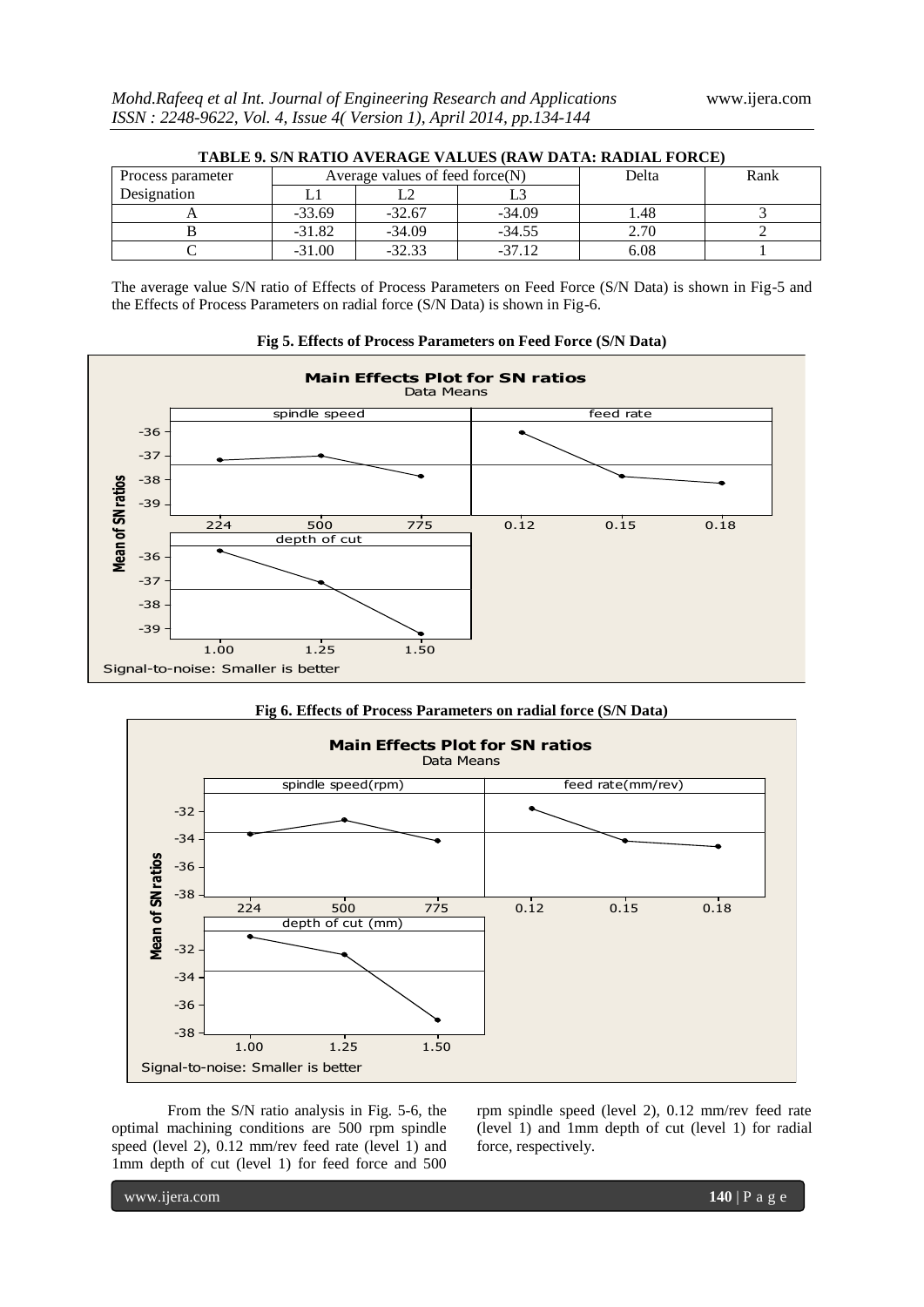**TABLE 9. S/N RATIO AVERAGE VALUES (RAW DATA: RADIAL FORCE)**

| Process parameter | Average values of feed force(N) | | | Delta | Rank |
|---|---|---|---|---|---|
| Designation | L1 | L2 | L3 | | |
| A | -33.69 | -32.67 | -34.09 | 1.48 | 3 |
| B | -31.82 | -34.09 | -34.55 | 2.70 | 2 |
| C | -31.00 | -32.33 | -37.12 | 6.08 | 1 |

The average value S/N ratio of Effects of Process Parameters on Feed Force (S/N Data) is shown in Fig-5 and the Effects of Process Parameters on radial force (S/N Data) is shown in Fig-6.

**Fig 5. Effects of Process Parameters on Feed Force (S/N Data)**

**Fig 6. Effects of Process Parameters on radial force (S/N Data)**

From the S/N ratio analysis in Fig. 5-6, the optimal machining conditions are 500 rpm spindle speed (level 2), 0.12 mm/rev feed rate (level 1) and 1mm depth of cut (level 1) for feed force and 500 rpm spindle speed (level 2), 0.12 mm/rev feed rate (level 1) and 1mm depth of cut (level 1) for radial force, respectively.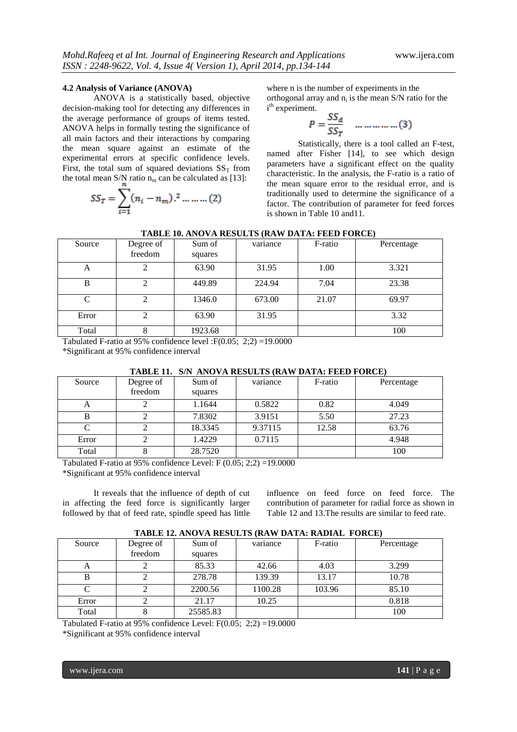### 4.2 Analysis of Variance (ANOVA)

ANOVA is a statistically based, objective decision-making tool for detecting any differences in the average performance of groups of items tested. ANOVA helps in formally testing the significance of all main factors and their interactions by comparing the mean square against an estimate of the experimental errors at specific confidence levels. First, the total sum of squared deviations $SS_T$ from the total mean S/N ratio $n_m$ can be calculated as [13]:

$$SS_T = \sum_{i=1}^{n} (n_i - n_m).^2 \ldots \ldots \ldots (2)$$

where n is the number of experiments in the orthogonal array and $n_i$ is the mean S/N ratio for the $i^{th}$ experiment.

$$P = \frac{SS_d}{SS_T} \quad \ldots \ldots \ldots \ldots (3)$$

Statistically, there is a tool called an F-test, named after Fisher [14], to see which design parameters have a significant effect on the quality characteristic. In the analysis, the F-ratio is a ratio of the mean square error to the residual error, and is traditionally used to determine the significance of a factor. The contribution of parameter for feed forces is shown in Table 10 and11.

**TABLE 10. ANOVA RESULTS (RAW DATA: FEED FORCE)**

| Source | Degree of freedom | Sum of squares | variance | F-ratio | Percentage |
|---|---|---|---|---|---|
| A | 2 | 63.90 | 31.95 | 1.00 | 3.321 |
| B | 2 | 449.89 | 224.94 | 7.04 | 23.38 |
| C | 2 | 1346.0 | 673.00 | 21.07 | 69.97 |
| Error | 2 | 63.90 | 31.95 | | 3.32 |
| Total | 8 | 1923.68 | | | 100 |

Tabulated F-ratio at 95% confidence level :F(0.05; 2;2) =19.0000

*Significant at 95% confidence interval

**TABLE 11. S/N ANOVA RESULTS (RAW DATA: FEED FORCE)**

| Source | Degree of freedom | Sum of squares | variance | F-ratio | Percentage |
|---|---|---|---|---|---|
| A | 2 | 1.1644 | 0.5822 | 0.82 | 4.049 |
| B | 2 | 7.8302 | 3.9151 | 5.50 | 27.23 |
| C | 2 | 18.3345 | 9.37115 | 12.58 | 63.76 |
| Error | 2 | 1.4229 | 0.7115 | | 4.948 |
| Total | 8 | 28.7520 | | | 100 |

Tabulated F-ratio at 95% confidence Level: F (0.05; 2;2) =19.0000

*Significant at 95% confidence interval

It reveals that the influence of depth of cut in affecting the feed force is significantly larger followed by that of feed rate, spindle speed has little influence on feed force on feed force. The contribution of parameter for radial force as shown in Table 12 and 13.The results are similar to feed rate.

**TABLE 12. ANOVA RESULTS (RAW DATA: RADIAL FORCE)**

| Source | Degree of freedom | Sum of squares | variance | F-ratio | Percentage |
|---|---|---|---|---|---|
| A | 2 | 85.33 | 42.66 | 4.03 | 3.299 |
| B | 2 | 278.78 | 139.39 | 13.17 | 10.78 |
| C | 2 | 2200.56 | 1100.28 | 103.96 | 85.10 |
| Error | 2 | 21.17 | 10.25 | | 0.818 |
| Total | 8 | 25585.83 | | | 100 |

Tabulated F-ratio at 95% confidence Level: F(0.05; 2;2) =19.0000

*Significant at 95% confidence interval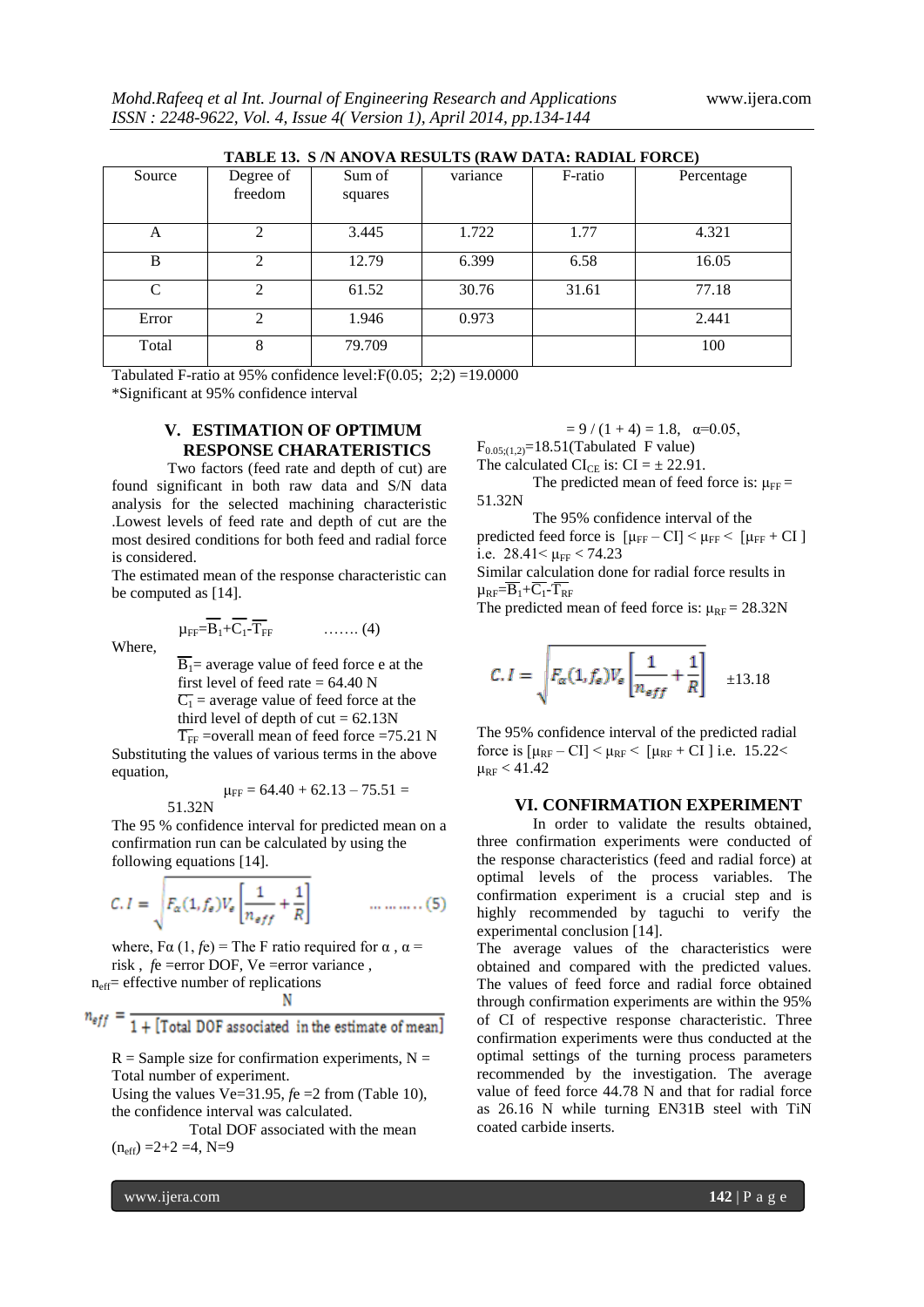**TABLE 13. S /N ANOVA RESULTS (RAW DATA: RADIAL FORCE)**

| Source | Degree of freedom | Sum of squares | variance | F-ratio | Percentage |
|---|---|---|---|---|---|
| A | 2 | 3.445 | 1.722 | 1.77 | 4.321 |
| B | 2 | 12.79 | 6.399 | 6.58 | 16.05 |
| C | 2 | 61.52 | 30.76 | 31.61 | 77.18 |
| Error | 2 | 1.946 | 0.973 | | 2.441 |
| Total | 8 | 79.709 | | | 100 |

Tabulated F-ratio at 95% confidence level:F(0.05; 2;2) =19.0000

*Significant at 95% confidence interval

## V. ESTIMATION OF OPTIMUM RESPONSE CHARATERISTICS

Two factors (feed rate and depth of cut) are found significant in both raw data and S/N data analysis for the selected machining characteristic .Lowest levels of feed rate and depth of cut are the most desired conditions for both feed and radial force is considered.

The estimated mean of the response characteristic can be computed as [14].

$$\mu_{FF}=\overline{B_1}+\overline{C_1}-\overline{T_{FF}} \qquad \ldots\ldots (4)$$

Where,

$\overline{B_1}$= average value of feed force e at the first level of feed rate = 64.40 N

$\overline{C_1}$ = average value of feed force at the third level of depth of cut = 62.13N

$\overline{T_{FF}}$ =overall mean of feed force =75.21 N

Substituting the values of various terms in the above equation,

$$\mu_{FF} = 64.40 + 62.13 - 75.51 = 51.32N$$

The 95 % confidence interval for predicted mean on a confirmation run can be calculated by using the following equations [14].

$$C.I = \sqrt{F_{\alpha}(1, f_e)V_e\left[\frac{1}{n_{eff}}+\frac{1}{R}\right]} \qquad \ldots\ldots\ldots (5)$$

where, $F\alpha$ (1, $f$e) = The F ratio required for $\alpha$ , $\alpha$ = risk , $f$e =error DOF, Ve =error variance ,

$n_{eff}$= effective number of replications

$$n_{eff} = \frac{N}{1+[\text{Total DOF associated in the estimate of mean}]}$$

R = Sample size for confirmation experiments, N = Total number of experiment.

Using the values Ve=31.95, $f$e =2 from (Table 10), the confidence interval was calculated.

Total DOF associated with the mean ($n_{eff}$) =2+2 =4, N=9

$= 9 / (1 + 4) = 1.8$, $\alpha$=0.05,

$F_{0.05;(1,2)}$=18.51(Tabulated F value)

The calculated $CI_{CE}$ is: CI = ± 22.91.

The predicted mean of feed force is: $\mu_{FF}$ = 51.32N

The 95% confidence interval of the predicted feed force is $[\mu_{FF} - CI] < \mu_{FF} < [\mu_{FF} + CI]$ i.e. $28.41 < \mu_{FF} < 74.23$

Similar calculation done for radial force results in $\mu_{RF}=\overline{B_1}+\overline{C_1}-\overline{T_{RF}}$

The predicted mean of feed force is: $\mu_{RF}$ = 28.32N

$$C.I = \sqrt{F_{\alpha}(1, f_e)V_e\left[\frac{1}{n_{eff}}+\frac{1}{R}\right]} \quad \pm 13.18$$

The 95% confidence interval of the predicted radial force is $[\mu_{RF} - CI] < \mu_{RF} < [\mu_{RF} + CI]$ i.e. $15.22 < \mu_{RF} < 41.42$

## VI. CONFIRMATION EXPERIMENT

In order to validate the results obtained, three confirmation experiments were conducted of the response characteristics (feed and radial force) at optimal levels of the process variables. The confirmation experiment is a crucial step and is highly recommended by taguchi to verify the experimental conclusion [14].

The average values of the characteristics were obtained and compared with the predicted values. The values of feed force and radial force obtained through confirmation experiments are within the 95% of CI of respective response characteristic. Three confirmation experiments were thus conducted at the optimal settings of the turning process parameters recommended by the investigation. The average value of feed force 44.78 N and that for radial force as 26.16 N while turning EN31B steel with TiN coated carbide inserts.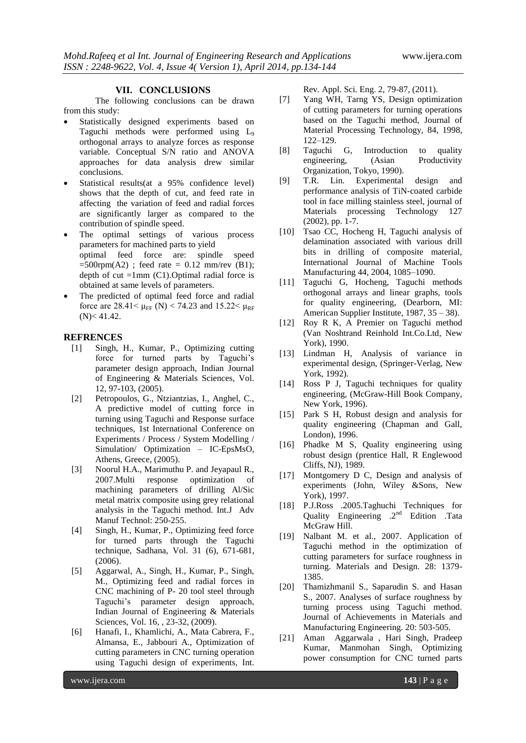## VII. CONCLUSIONS

The following conclusions can be drawn from this study:

- Statistically designed experiments based on Taguchi methods were performed using $L_9$ orthogonal arrays to analyze forces as response variable. Conceptual S/N ratio and ANOVA approaches for data analysis drew similar conclusions.
- Statistical results(at a 95% confidence level) shows that the depth of cut, and feed rate in affecting the variation of feed and radial forces are significantly larger as compared to the contribution of spindle speed.
- The optimal settings of various process parameters for machined parts to yield optimal feed force are: spindle speed =500rpm(A2) ; feed rate = 0.12 mm/rev (B1); depth of cut =1mm (C1).Optimal radial force is obtained at same levels of parameters.
- The predicted of optimal feed force and radial force are $28.41 < \mu_{FF}$ (N) < 74.23 and $15.22 < \mu_{RF}$ (N)< 41.42.

## REFRENCES

[1] Singh, H., Kumar, P., Optimizing cutting force for turned parts by Taguchi's parameter design approach, Indian Journal of Engineering & Materials Sciences, Vol. 12, 97-103, (2005).

[2] Petropoulos, G., Ntziantzias, I., Anghel, C., A predictive model of cutting force in turning using Taguchi and Response surface techniques, 1st International Conference on Experiments / Process / System Modelling / Simulation/ Optimization – IC-EpsMsO, Athens, Greece, (2005).

[3] Noorul H.A., Marimuthu P. and Jeyapaul R., 2007.Multi response optimization of machining parameters of drilling Al/Sic metal matrix composite using grey relational analysis in the Taguchi method. Int.J Adv Manuf Technol: 250-255.

[4] Singh, H., Kumar, P., Optimizing feed force for turned parts through the Taguchi technique, Sadhana, Vol. 31 (6), 671-681, (2006).

[5] Aggarwal, A., Singh, H., Kumar, P., Singh, M., Optimizing feed and radial forces in CNC machining of P- 20 tool steel through Taguchi's parameter design approach, Indian Journal of Engineering & Materials Sciences, Vol. 16, , 23-32, (2009).

[6] Hanafi, I., Khamlichi, A., Mata Cabrera, F., Almansa, E., Jabbouri A., Optimization of cutting parameters in CNC turning operation using Taguchi design of experiments, Int. Rev. Appl. Sci. Eng. 2, 79-87, (2011).

[7] Yang WH, Tarng YS, Design optimization of cutting parameters for turning operations based on the Taguchi method, Journal of Material Processing Technology, 84, 1998, 122–129.

[8] Taguchi G, Introduction to quality engineering, (Asian Productivity Organization, Tokyo, 1990).

[9] T.R. Lin. Experimental design and performance analysis of TiN-coated carbide tool in face milling stainless steel, journal of Materials processing Technology 127 (2002), pp. 1-7.

[10] Tsao CC, Hocheng H, Taguchi analysis of delamination associated with various drill bits in drilling of composite material, International Journal of Machine Tools Manufacturing 44, 2004, 1085–1090.

[11] Taguchi G, Hocheng, Taguchi methods orthogonal arrays and linear graphs, tools for quality engineering, (Dearborn, MI: American Supplier Institute, 1987, 35 – 38).

[12] Roy R K, A Premier on Taguchi method (Van Noshtrand Reinhold Int.Co.Ltd, New York), 1990.

[13] Lindman H, Analysis of variance in experimental design, (Springer-Verlag, New York, 1992).

[14] Ross P J, Taguchi techniques for quality engineering, (McGraw-Hill Book Company, New York, 1996).

[15] Park S H, Robust design and analysis for quality engineering (Chapman and Gall, London), 1996.

[16] Phadke M S, Quality engineering using robust design (prentice Hall, R Englewood Cliffs, NJ), 1989.

[17] Montgomery D C, Design and analysis of experiments (John, Wiley &Sons, New York), 1997.

[18] P.J.Ross .2005.Taghuchi Techniques for Quality Engineering .2nd Edition .Tata McGraw Hill.

[19] Nalbant M. et al., 2007. Application of Taguchi method in the optimization of cutting parameters for surface roughness in turning. Materials and Design. 28: 1379-1385.

[20] Thamizhmanil S., Saparudin S. and Hasan S., 2007. Analyses of surface roughness by turning process using Taguchi method. Journal of Achievements in Materials and Manufacturing Engineering. 20: 503-505.

[21] Aman Aggarwala , Hari Singh, Pradeep Kumar, Manmohan Singh, Optimizing power consumption for CNC turned parts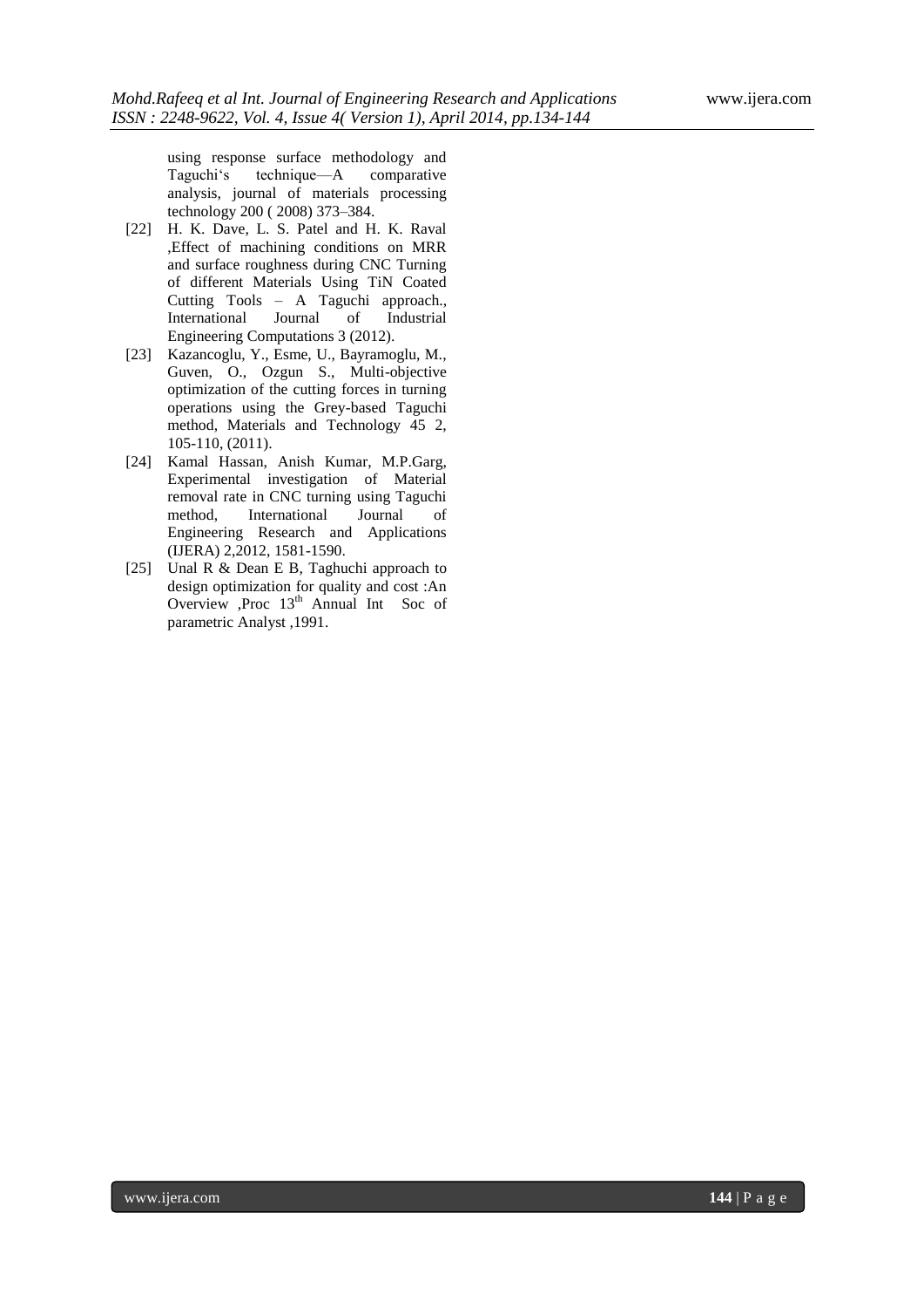using response surface methodology and Taguchi's technique—A comparative analysis, journal of materials processing technology 200 ( 2008) 373–384.

[22] H. K. Dave, L. S. Patel and H. K. Raval ,Effect of machining conditions on MRR and surface roughness during CNC Turning of different Materials Using TiN Coated Cutting Tools – A Taguchi approach., International Journal of Industrial Engineering Computations 3 (2012).

[23] Kazancoglu, Y., Esme, U., Bayramoglu, M., Guven, O., Ozgun S., Multi-objective optimization of the cutting forces in turning operations using the Grey-based Taguchi method, Materials and Technology 45 2, 105-110, (2011).

[24] Kamal Hassan, Anish Kumar, M.P.Garg, Experimental investigation of Material removal rate in CNC turning using Taguchi method, International Journal of Engineering Research and Applications (IJERA) 2,2012, 1581-1590.

[25] Unal R & Dean E B, Taghuchi approach to design optimization for quality and cost :An Overview ,Proc 13th Annual Int Soc of parametric Analyst ,1991.